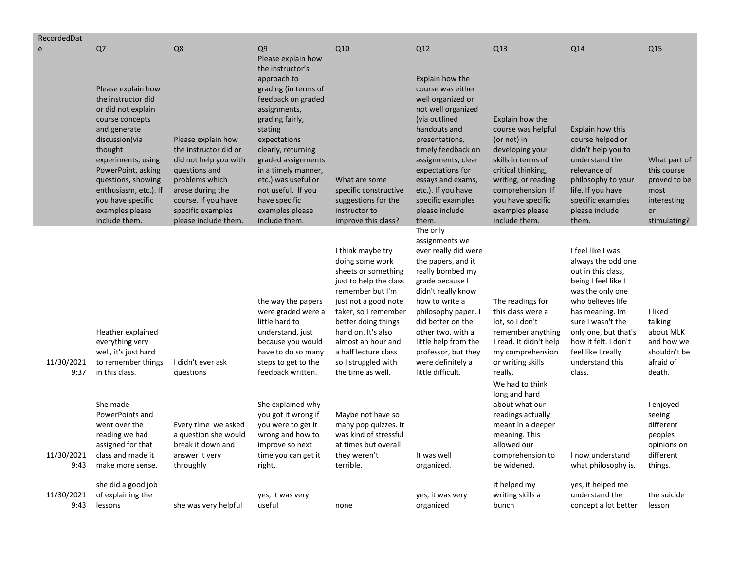| RecordedDate | Q7<br>Please explain how the instructor did or did not explain course concepts and generate discussion(via thought experiments, using PowerPoint, asking questions, showing enthusiasm, etc.). If you have specific examples please include them. | Q8<br>Please explain how the instructor did or did not help you with questions and problems which arose during the course. If you have specific examples please include them. | Q9<br>Please explain how the instructor's approach to grading (in terms of feedback on graded assignments, grading fairly, stating expectations clearly, returning graded assignments in a timely manner, etc.) was useful or not useful. If you have specific examples please include them. | Q10<br>What are some specific constructive suggestions for the instructor to improve this class? | Q12<br>Explain how the course was either well organized or not well organized (via outlined handouts and presentations, timely feedback on assignments, clear expectations for essays and exams, etc.). If you have specific examples please include them. | Q13<br>Explain how the course was helpful (or not) in developing your skills in terms of critical thinking, writing, or reading comprehension. If you have specific examples please include them. | Q14<br>Explain how this course helped or didn't help you to understand the relevance of philosophy to your life. If you have specific examples please include them. | Q15<br>What part of this course proved to be most interesting or stimulating? |
|---|---|---|---|---|---|---|---|---|
| 11/30/2021 9:37 | Heather explained everything very well, it's just hard to remember things in this class. | I didn't ever ask questions | the way the papers were graded were a little hard to understand, just because you would have to do so many steps to get to the feedback written. | I think maybe try doing some work sheets or something just to help the class remember but I'm just not a good note taker, so I remember better doing things hand on. It's also almost an hour and a half lecture class so I struggled with the time as well. | The only assignments we ever really did were the papers, and it really bombed my grade because I didn't really know how to write a philosophy paper. I did better on the other two, with a little help from the professor, but they were definitely a little difficult. | The readings for this class were a lot, so I don't remember anything I read. It didn't help my comprehension or writing skills really. | I feel like I was always the odd one out in this class, being I feel like I was the only one who believes life has meaning. Im sure I wasn't the only one, but that's how it felt. I don't feel like I really understand this class. | I liked talking about MLK and how we shouldn't be afraid of death. |
| 11/30/2021 9:43 | She made PowerPoints and went over the reading we had assigned for that class and made it make more sense. | Every time we asked a question she would break it down and answer it very throughly | She explained why you got it wrong if you were to get it wrong and how to improve so next time you can get it right. | Maybe not have so many pop quizzes. It was kind of stressful at times but overall they weren't terrible. | It was well organized. | We had to think long and hard about what our readings actually meant in a deeper meaning. This allowed our comprehension to be widened. | I now understand what philosophy is. | I enjoyed seeing different peoples opinions on different things. |
| 11/30/2021 9:43 | she did a good job of explaining the lessons | she was very helpful | yes, it was very useful | none | yes, it was very organized | it helped my writing skills a bunch | yes, it helped me understand the concept a lot better | the suicide lesson |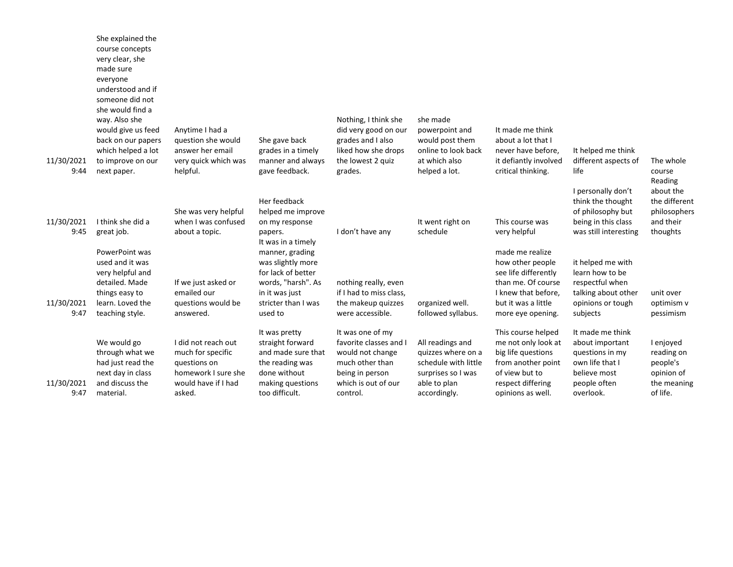| | | | | | | | | |
|---|---|---|---|---|---|---|---|---|
| 11/30/2021 9:44 | She explained the course concepts very clear, she made sure everyone understood and if someone did not she would find a way. Also she would give us feed back on our papers which helped a lot to improve on our next paper. | Anytime I had a question she would answer her email very quick which was helpful. | She gave back grades in a timely manner and always gave feedback. | Nothing, I think she did very good on our grades and I also liked how she drops the lowest 2 quiz grades. | she made powerpoint and would post them online to look back at which also helped a lot. | It made me think about a lot that I never have before, it defiantly involved critical thinking. | It helped me think different aspects of life | The whole course |
| 11/30/2021 9:45 | I think she did a great job. | She was very helpful when I was confused about a topic. | Her feedback helped me improve on my response papers. | I don't have any | It went right on schedule | This course was very helpful | I personally don't think the thought of philosophy but being in this class was still interesting | Reading about the the different philosophers and their thoughts |
| 11/30/2021 9:47 | PowerPoint was used and it was very helpful and detailed. Made things easy to learn. Loved the teaching style. | If we just asked or emailed our questions would be answered. | It was in a timely manner, grading was slightly more for lack of better words, "harsh". As in it was just stricter than I was used to | nothing really, even if I had to miss class, the makeup quizzes were accessible. | organized well. followed syllabus. | made me realize how other people see life differently than me. Of course I knew that before, but it was a little more eye opening. | it helped me with learn how to be respectful when talking about other opinions or tough subjects | unit over optimism v pessimism |
| 11/30/2021 9:47 | We would go through what we had just read the next day in class and discuss the material. | I did not reach out much for specific questions on homework I sure she would have if I had asked. | It was pretty straight forward and made sure that the reading was done without making questions too difficult. | It was one of my favorite classes and I would not change much other than being in person which is out of our control. | All readings and quizzes where on a schedule with little surprises so I was able to plan accordingly. | This course helped me not only look at big life questions from another point of view but to respect differing opinions as well. | It made me think about important questions in my own life that I believe most people often overlook. | I enjoyed reading on people's opinion of the meaning of life. |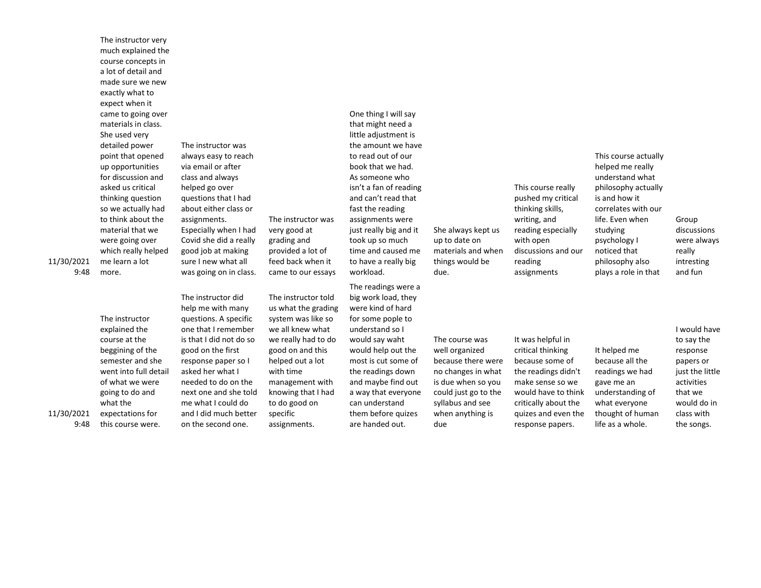| | | | | | | | | |
|---|---|---|---|---|---|---|---|---|
| 11/30/2021 9:48 | The instructor very much explained the course concepts in a lot of detail and made sure we new exactly what to expect when it came to going over materials in class. She used very detailed power point that opened up opportunities for discussion and asked us critical thinking question so we actually had to think about the material that we were going over which really helped me learn a lot more. | The instructor was always easy to reach via email or after class and always helped go over questions that I had about either class or assignments. Especially when I had Covid she did a really good job at making sure I new what all was going on in class. | The instructor was very good at grading and provided a lot of feed back when it came to our essays | One thing I will say that might need a little adjustment is the amount we have to read out of our book that we had. As someone who isn't a fan of reading and can't read that fast the reading assignments were just really big and it took up so much time and caused me to have a really big workload. | She always kept us up to date on materials and when things would be due. | This course really pushed my critical thinking skills, writing, and reading especially with open discussions and our reading assignments | This course actually helped me really understand what philosophy actually is and how it correlates with our life. Even when studying psychology I noticed that philosophy also plays a role in that | Group discussions were always really intresting and fun |
| 11/30/2021 9:48 | The instructor explained the course at the beggining of the semester and she went into full detail of what we were going to do and what the expectations for this course were. | The instructor did help me with many questions. A specific one that I remember is that I did not do so good on the first response paper so I asked her what I needed to do on the next one and she told me what I could do and I did much better on the second one. | The instructor told us what the grading system was like so we all knew what we really had to do good on and this helped out a lot with time management with knowing that I had to do good on specific assignments. | The readings were a big work load, they were kind of hard for some pople to understand so I would say waht would help out the most is cut some of the readings down and maybe find out a way that everyone can understand them before quizes are handed out. | The course was well organized because there were no changes in what is due when so you could just go to the syllabus and see when anything is due | It was helpful in critical thinking because some of the readings didn't make sense so we would have to think critically about the quizes and even the response papers. | It helped me because all the readings we had gave me an understanding of what everyone thought of human life as a whole. | I would have to say the response papers or just the little activities that we would do in class with the songs. |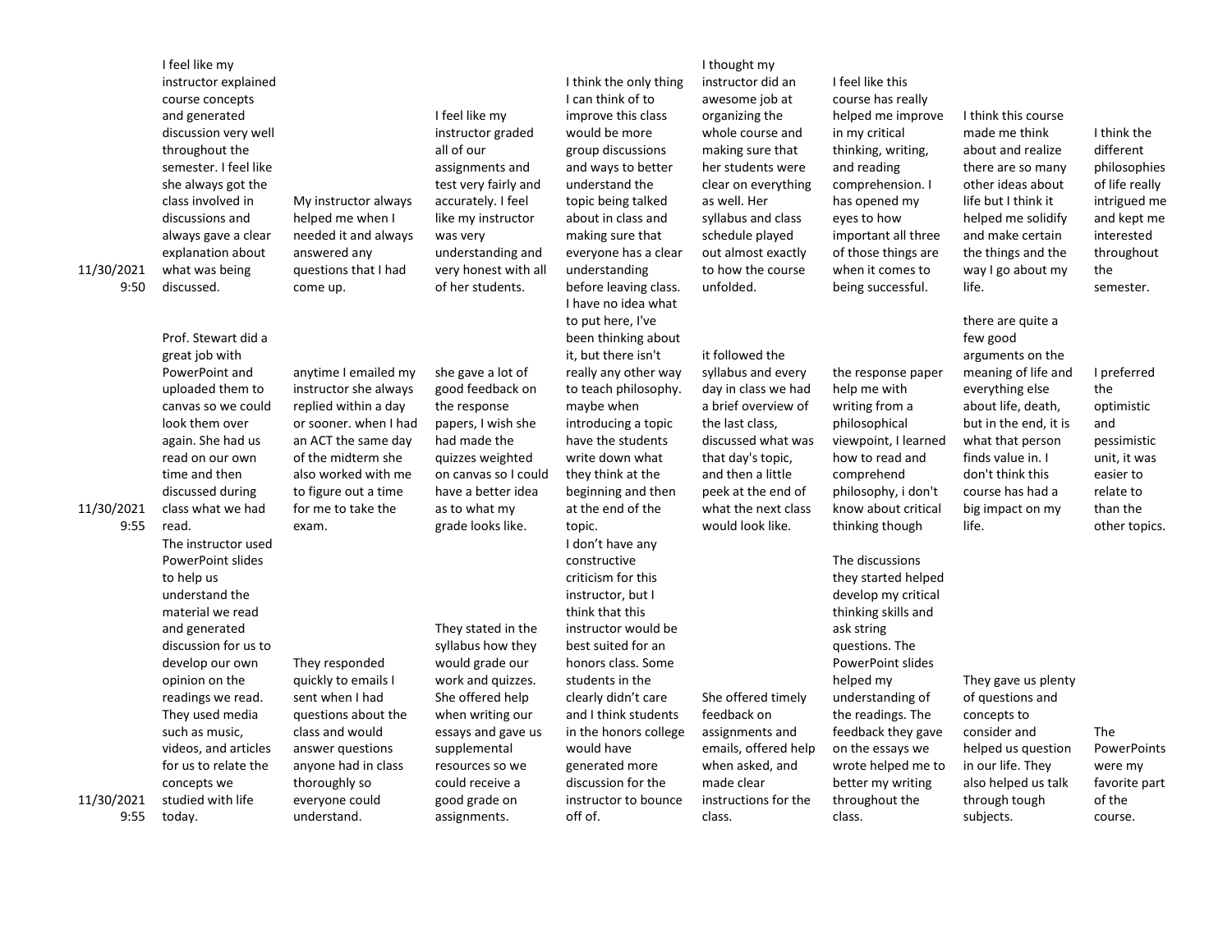| | | | | | | | | |
|---|---|---|---|---|---|---|---|---|
| 11/30/2021 9:50 | I feel like my instructor explained course concepts and generated discussion very well throughout the semester. I feel like she always got the class involved in discussions and always gave a clear explanation about what was being discussed. | My instructor always helped me when I needed it and always answered any questions that I had come up. | I feel like my instructor graded all of our assignments and test very fairly and accurately. I feel like my instructor was very understanding and very honest with all of her students. | I think the only thing I can think of to improve this class would be more group discussions and ways to better understand the topic being talked about in class and making sure that everyone has a clear understanding before leaving class. | I thought my instructor did an awesome job at organizing the whole course and making sure that her students were clear on everything as well. Her syllabus and class schedule played out almost exactly to how the course unfolded. | I feel like this course has really helped me improve in my critical thinking, writing, and reading comprehension. I has opened my eyes to how important all three of those things are when it comes to being successful. | I think this course made me think about and realize there are so many other ideas about life but I think it helped me solidify and make certain the things and the way I go about my life. | I think the different philosophies of life really intrigued me and kept me interested throughout the semester. |
| 11/30/2021 9:55 | Prof. Stewart did a great job with PowerPoint and uploaded them to canvas so we could look them over again. She had us read on our own time and then discussed during class what we had read. | anytime I emailed my instructor she always replied within a day or sooner. when I had an ACT the same day of the midterm she also worked with me to figure out a time for me to take the exam. | she gave a lot of good feedback on the response papers, I wish she had made the quizzes weighted on canvas so I could have a better idea as to what my grade looks like. | I have no idea what to put here, I've been thinking about it, but there isn't really any other way to teach philosophy. maybe when introducing a topic have the students write down what they think at the beginning and then at the end of the topic. | it followed the syllabus and every day in class we had a brief overview of the last class, discussed what was that day's topic, and then a little peek at the end of what the next class would look like. | the response paper help me with writing from a philosophical viewpoint, I learned how to read and comprehend philosophy, i don't know about critical thinking though | there are quite a few good arguments on the meaning of life and everything else about life, death, but in the end, it is what that person finds value in. I don't think this course has had a big impact on my life. | I preferred the optimistic and pessimistic unit, it was easier to relate to than the other topics. |
| 11/30/2021 9:55 | The instructor used PowerPoint slides to help us understand the material we read and generated discussion for us to develop our own opinion on the readings we read. They used media such as music, videos, and articles for us to relate the concepts we studied with life today. | They responded quickly to emails I sent when I had questions about the class and would answer questions anyone had in class thoroughly so everyone could understand. | They stated in the syllabus how they would grade our work and quizzes. She offered help when writing our essays and gave us supplemental resources so we could receive a good grade on assignments. | I don't have any constructive criticism for this instructor, but I think that this instructor would be best suited for an honors class. Some students in the clearly didn't care and I think students in the honors college would have generated more discussion for the instructor to bounce off of. | She offered timely feedback on assignments and emails, offered help when asked, and made clear instructions for the class. | The discussions they started helped develop my critical thinking skills and ask string questions. The PowerPoint slides helped my understanding of the readings. The feedback they gave on the essays we wrote helped me to better my writing throughout the class. | They gave us plenty of questions and concepts to consider and helped us question in our life. They also helped us talk through tough subjects. | The PowerPoints were my favorite part of the course. |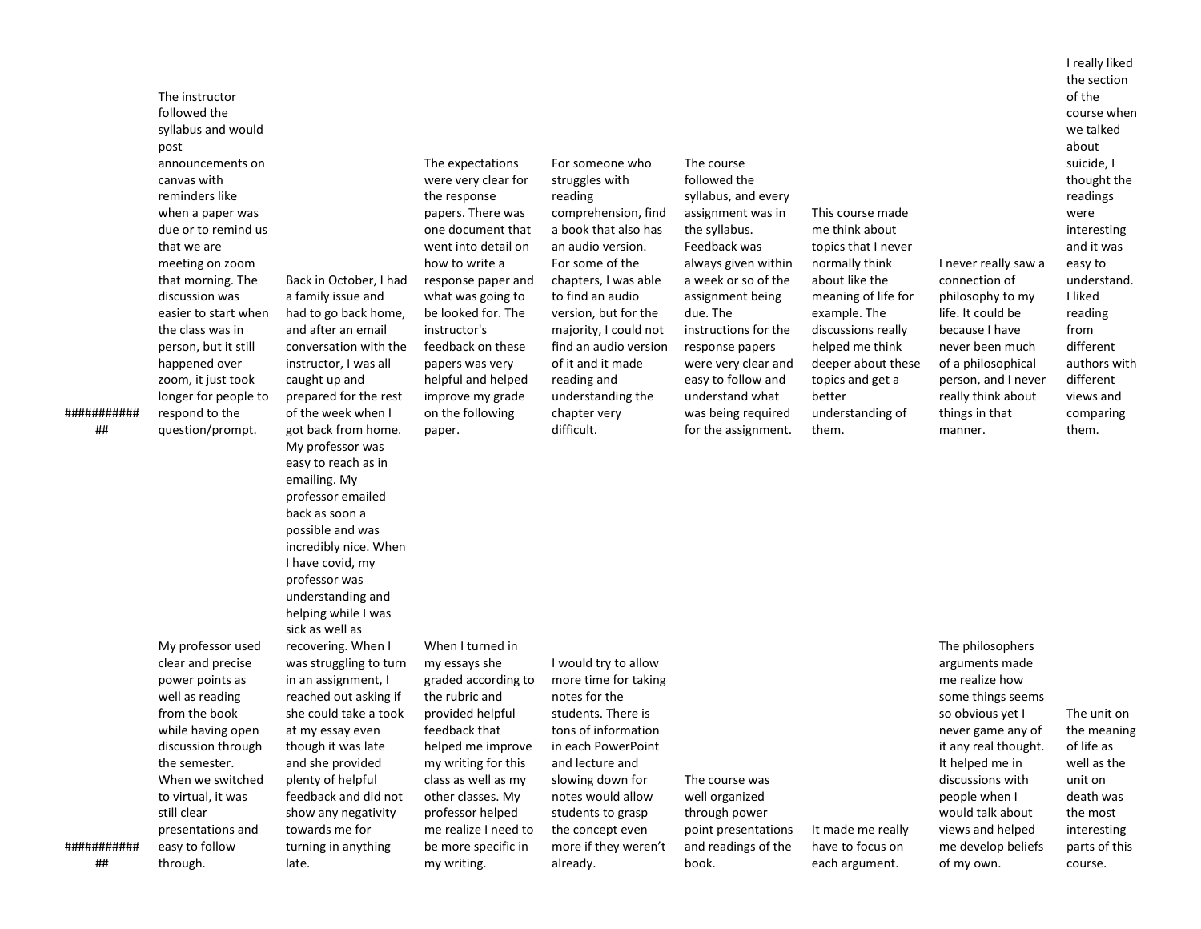| | | | | | | | | |
|---|---|---|---|---|---|---|---|---|
| ############# | The instructor followed the syllabus and would post announcements on canvas with reminders like when a paper was due or to remind us that we are meeting on zoom that morning. The discussion was easier to start when the class was in person, but it still happened over zoom, it just took longer for people to respond to the question/prompt. | Back in October, I had a family issue and had to go back home, and after an email conversation with the instructor, I was all caught up and prepared for the rest of the week when I got back from home. | The expectations were very clear for the response papers. There was one document that went into detail on how to write a response paper and what was going to be looked for. The instructor's feedback on these papers was very helpful and helped improve my grade on the following paper. | For someone who struggles with reading comprehension, find a book that also has an audio version. For some of the chapters, I was able to find an audio version, but for the majority, I could not find an audio version of it and it made reading and understanding the chapter very difficult. | The course followed the syllabus, and every assignment was in the syllabus. Feedback was always given within a week or so of the assignment being due. The instructions for the response papers were very clear and easy to follow and understand what was being required for the assignment. | This course made me think about topics that I never normally think about like the meaning of life for example. The discussions really helped me think deeper about these topics and get a better understanding of them. | I never really saw a connection of philosophy to my life. It could be because I have never been much of a philosophical person, and I never really think about things in that manner. | I really liked the section of the course when we talked about suicide, I thought the readings were interesting and it was easy to understand. I liked reading from different authors with different views and comparing them. |
| ############# | My professor used clear and precise power points as well as reading from the book while having open discussion through the semester. When we switched to virtual, it was still clear presentations and easy to follow through. | My professor was easy to reach as in emailing. My professor emailed back as soon a possible and was incredibly nice. When I have covid, my professor was understanding and helping while I was sick as well as recovering. When I was struggling to turn in an assignment, I reached out asking if she could take a took at my essay even though it was late and she provided plenty of helpful feedback and did not show any negativity towards me for turning in anything late. | When I turned in my essays she graded according to the rubric and provided helpful feedback that helped me improve my writing for this class as well as my other classes. My professor helped me realize I need to be more specific in my writing. | I would try to allow more time for taking notes for the students. There is tons of information in each PowerPoint and lecture and slowing down for notes would allow students to grasp the concept even more if they weren't already. | The course was well organized through power point presentations and readings of the book. | It made me really have to focus on each argument. | The philosophers arguments made me realize how some things seems so obvious yet I never game any of it any real thought. It helped me in discussions with people when I would talk about views and helped me develop beliefs of my own. | The unit on the meaning of life as well as the unit on death was the most interesting parts of this course. |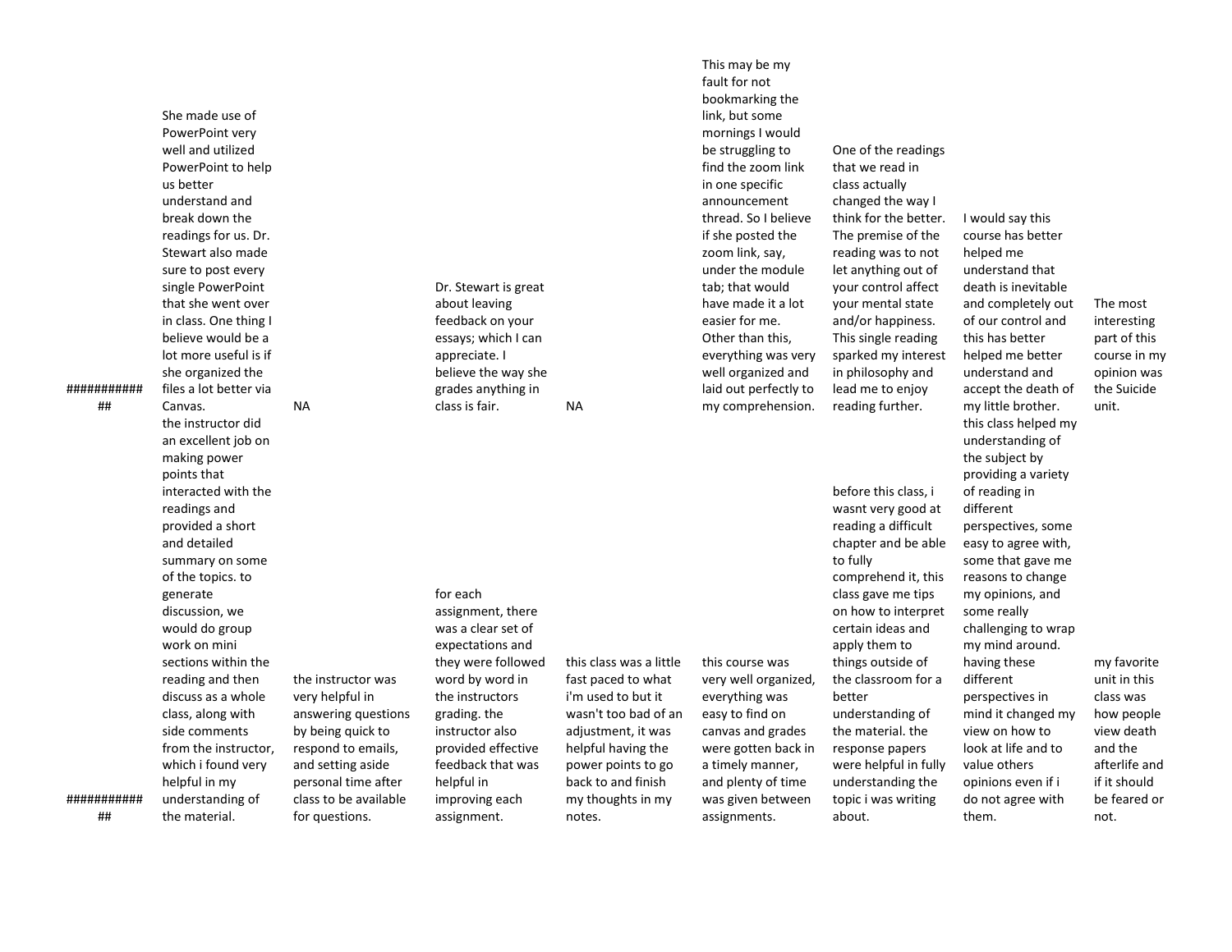| | | | | | | | | |
|---|---|---|---|---|---|---|---|---|
| ############# | She made use of PowerPoint very well and utilized PowerPoint to help us better understand and break down the readings for us. Dr. Stewart also made sure to post every single PowerPoint that she went over in class. One thing I believe would be a lot more useful is if she organized the files a lot better via Canvas. | NA | Dr. Stewart is great about leaving feedback on your essays; which I can appreciate. I believe the way she grades anything in class is fair. | NA | This may be my fault for not bookmarking the link, but some mornings I would be struggling to find the zoom link in one specific announcement thread. So I believe if she posted the zoom link, say, under the module tab; that would have made it a lot easier for me. Other than this, everything was very well organized and laid out perfectly to my comprehension. | One of the readings that we read in class actually changed the way I think for the better. The premise of the reading was to not let anything out of your control affect your mental state and/or happiness. This single reading sparked my interest in philosophy and lead me to enjoy reading further. | I would say this course has better helped me understand that death is inevitable and completely out of our control and this has better helped me better understand and accept the death of my little brother. | The most interesting part of this course in my opinion was the Suicide unit. |
| ############# | the instructor did an excellent job on making power points that interacted with the readings and provided a short and detailed summary on some of the topics. to generate discussion, we would do group work on mini sections within the reading and then discuss as a whole class, along with side comments from the instructor, which i found very helpful in my understanding of the material. | the instructor was very helpful in answering questions by being quick to respond to emails, and setting aside personal time after class to be available for questions. | for each assignment, there was a clear set of expectations and they were followed word by word in the instructors grading. the instructor also provided effective feedback that was helpful in improving each assignment. | this class was a little fast paced to what i'm used to but it wasn't too bad of an adjustment, it was helpful having the power points to go back to and finish my thoughts in my notes. | this course was very well organized, everything was easy to find on canvas and grades were gotten back in a timely manner, and plenty of time was given between assignments. | before this class, i wasnt very good at reading a difficult chapter and be able to fully comprehend it, this class gave me tips on how to interpret certain ideas and apply them to things outside of the classroom for a better understanding of the material. the response papers were helpful in fully understanding the topic i was writing about. | this class helped my understanding of the subject by providing a variety of reading in different perspectives, some easy to agree with, some that gave me reasons to change my opinions, and some really challenging to wrap my mind around. having these different perspectives in mind it changed my view on how to look at life and to value others opinions even if i do not agree with them. | my favorite unit in this class was how people view death and the afterlife and if it should be feared or not. |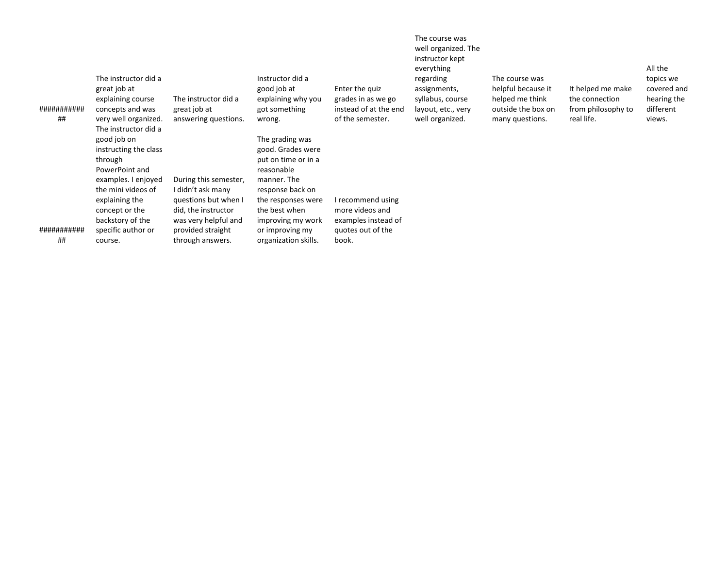| | | | | | | | | |
|---|---|---|---|---|---|---|---|---|
| ############# | The instructor did a great job at explaining course concepts and was very well organized. | The instructor did a great job at answering questions. | Instructor did a good job at explaining why you got something wrong. | Enter the quiz grades in as we go instead of at the end of the semester. | The course was well organized. The instructor kept everything regarding assignments, syllabus, course layout, etc., very well organized. | The course was helpful because it helped me think outside the box on many questions. | It helped me make the connection from philosophy to real life. | All the topics we covered and hearing the different views. |
| ############# | The instructor did a good job on instructing the class through PowerPoint and examples. I enjoyed the mini videos of explaining the concept or the backstory of the specific author or course. | During this semester, I didn't ask many questions but when I did, the instructor was very helpful and provided straight through answers. | The grading was good. Grades were put on time or in a reasonable manner. The response back on the responses were the best when improving my work or improving my organization skills. | I recommend using more videos and examples instead of quotes out of the book. | | | | |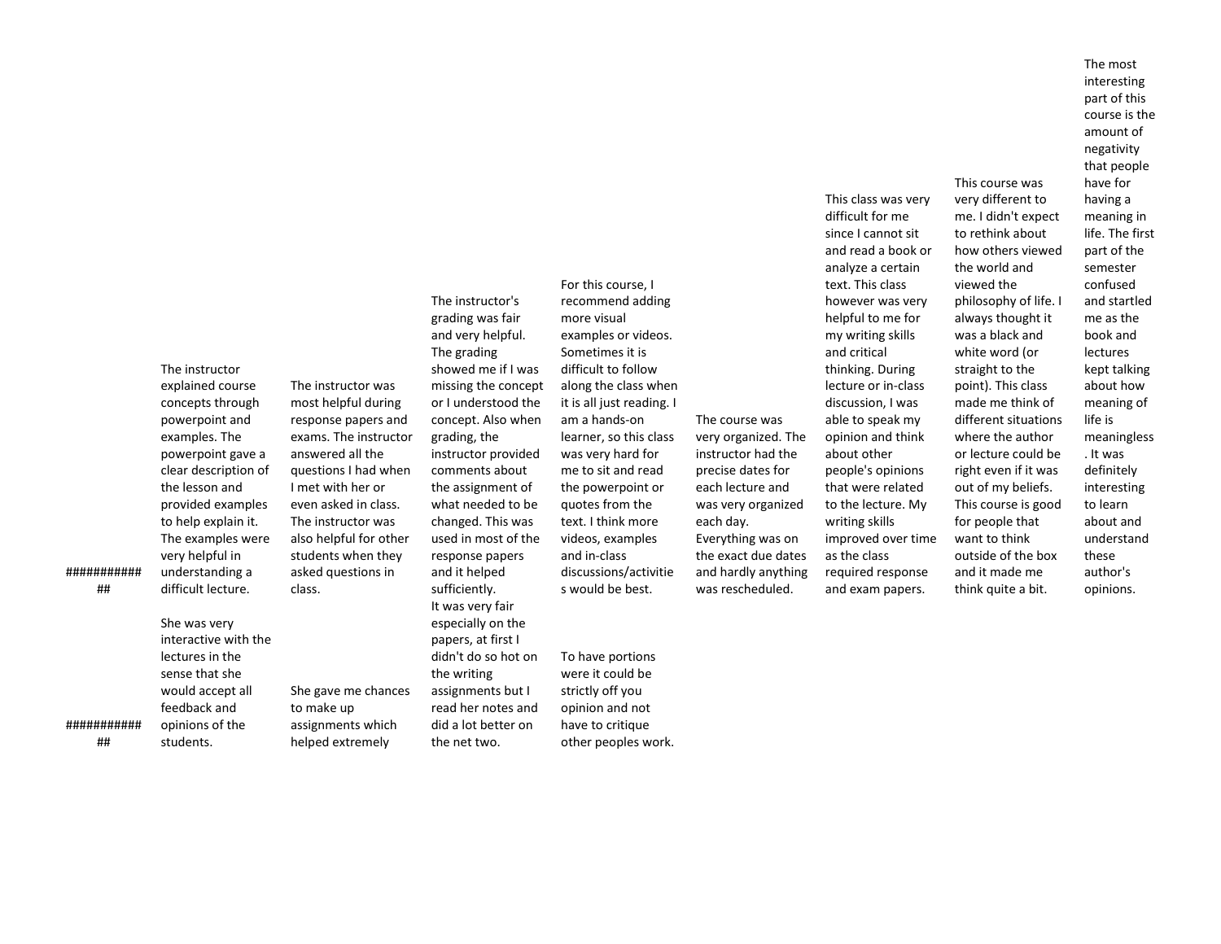| | | | | | | | | |
|---|---|---|---|---|---|---|---|---|
| ############# | The instructor explained course concepts through powerpoint and examples. The powerpoint gave a clear description of the lesson and provided examples to help explain it. The examples were very helpful in understanding a difficult lecture. | The instructor was most helpful during response papers and exams. The instructor answered all the questions I had when I met with her or even asked in class. The instructor was also helpful for other students when they asked questions in class. | The instructor's grading was fair and very helpful. The grading showed me if I was missing the concept or I understood the concept. Also when grading, the instructor provided comments about the assignment of what needed to be changed. This was used in most of the response papers and it helped sufficiently. | For this course, I recommend adding more visual examples or videos. Sometimes it is difficult to follow along the class when it is all just reading. I am a hands-on learner, so this class was very hard for me to sit and read the powerpoint or quotes from the text. I think more videos, examples and in-class discussions/activities would be best. | The course was very organized. The instructor had the precise dates for each lecture and was very organized each day. Everything was on the exact due dates and hardly anything was rescheduled. | This class was very difficult for me since I cannot sit and read a book or analyze a certain text. This class however was very helpful to me for my writing skills and critical thinking. During lecture or in-class discussion, I was able to speak my opinion and think about other people's opinions that were related to the lecture. My writing skills improved over time as the class required response and exam papers. | This course was very different to me. I didn't expect to rethink about how others viewed the world and viewed the philosophy of life. I always thought it was a black and white word (or straight to the point). This class made me think of different situations where the author or lecture could be right even if it was out of my beliefs. This course is good for people that want to think outside of the box and it made me think quite a bit. | The most interesting part of this course is the amount of negativity that people have for having a meaning in life. The first part of the semester confused and startled me as the book and lectures kept talking about how meaning of life is meaningless. It was definitely interesting to learn about and understand these author's opinions. |
| ############# | She was very interactive with the lectures in the sense that she would accept all feedback and opinions of the students. | She gave me chances to make up assignments which helped extremely | It was very fair especially on the papers, at first I didn't do so hot on the writing assignments but I read her notes and did a lot better on the net two. | To have portions were it could be strictly off you opinion and not have to critique other peoples work. | | | | |